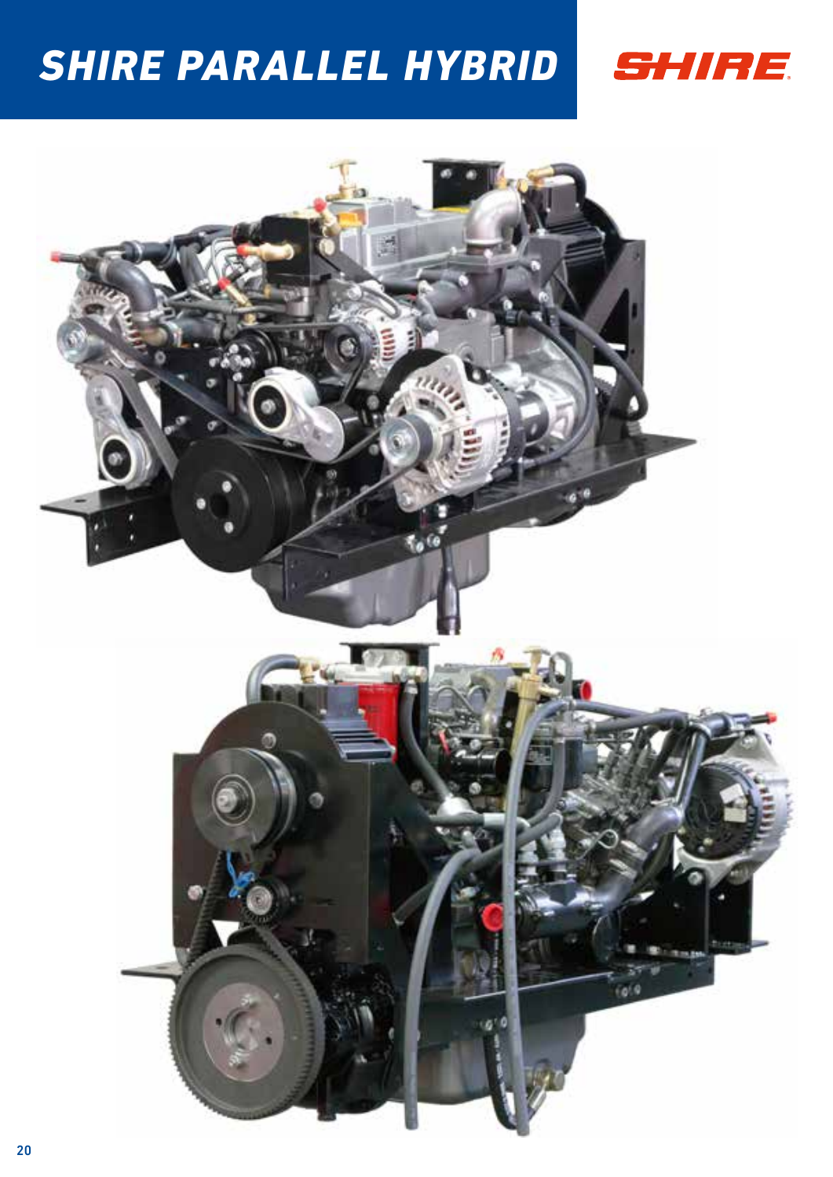# SHIRE PARALLEL HYBRID

SHIRE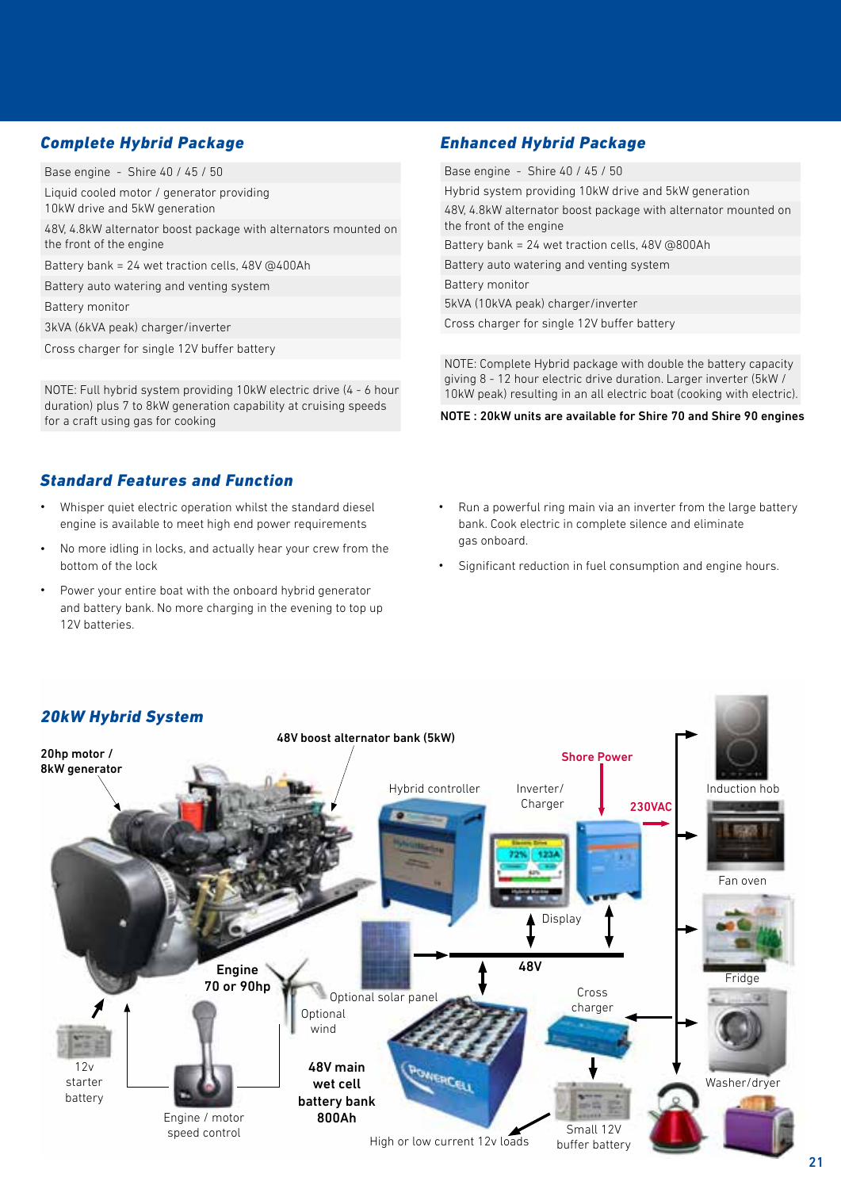## Complete Hybrid Package

| |
|---|
| Base engine - Shire 40 / 45 / 50 |
| Liquid cooled motor / generator providing 10kW drive and 5kW generation |
| 48V, 4.8kW alternator boost package with alternators mounted on the front of the engine |
| Battery bank = 24 wet traction cells, 48V @400Ah |
| Battery auto watering and venting system |
| Battery monitor |
| 3kVA (6kVA peak) charger/inverter |
| Cross charger for single 12V buffer battery |

NOTE: Full hybrid system providing 10kW electric drive (4 - 6 hour duration) plus 7 to 8kW generation capability at cruising speeds for a craft using gas for cooking

## Enhanced Hybrid Package

| |
|---|
| Base engine - Shire 40 / 45 / 50 |
| Hybrid system providing 10kW drive and 5kW generation |
| 48V, 4.8kW alternator boost package with alternator mounted on the front of the engine |
| Battery bank = 24 wet traction cells, 48V @800Ah |
| Battery auto watering and venting system |
| Battery monitor |
| 5kVA (10kVA peak) charger/inverter |
| Cross charger for single 12V buffer battery |

NOTE: Complete Hybrid package with double the battery capacity giving 8 - 12 hour electric drive duration. Larger inverter (5kW / 10kW peak) resulting in an all electric boat (cooking with electric).

**NOTE : 20kW units are available for Shire 70 and Shire 90 engines**

## Standard Features and Function

- Whisper quiet electric operation whilst the standard diesel engine is available to meet high end power requirements
- No more idling in locks, and actually hear your crew from the bottom of the lock
- Power your entire boat with the onboard hybrid generator and battery bank. No more charging in the evening to top up 12V batteries.
- Run a powerful ring main via an inverter from the large battery bank. Cook electric in complete silence and eliminate gas onboard.
- Significant reduction in fuel consumption and engine hours.

## 20kW Hybrid System

48V boost alternator bank (5kW)

20hp motor / 8kW generator

Hybrid controller

Inverter/ Charger

Shore Power

230VAC

Induction hob

Fan oven

Fridge

Washer/dryer

Display

48V

Engine 70 or 90hp

Optional solar panel

Optional wind

Cross charger

12v starter battery

48V main wet cell battery bank 800Ah

Engine / motor speed control

High or low current 12v loads

Small 12V buffer battery